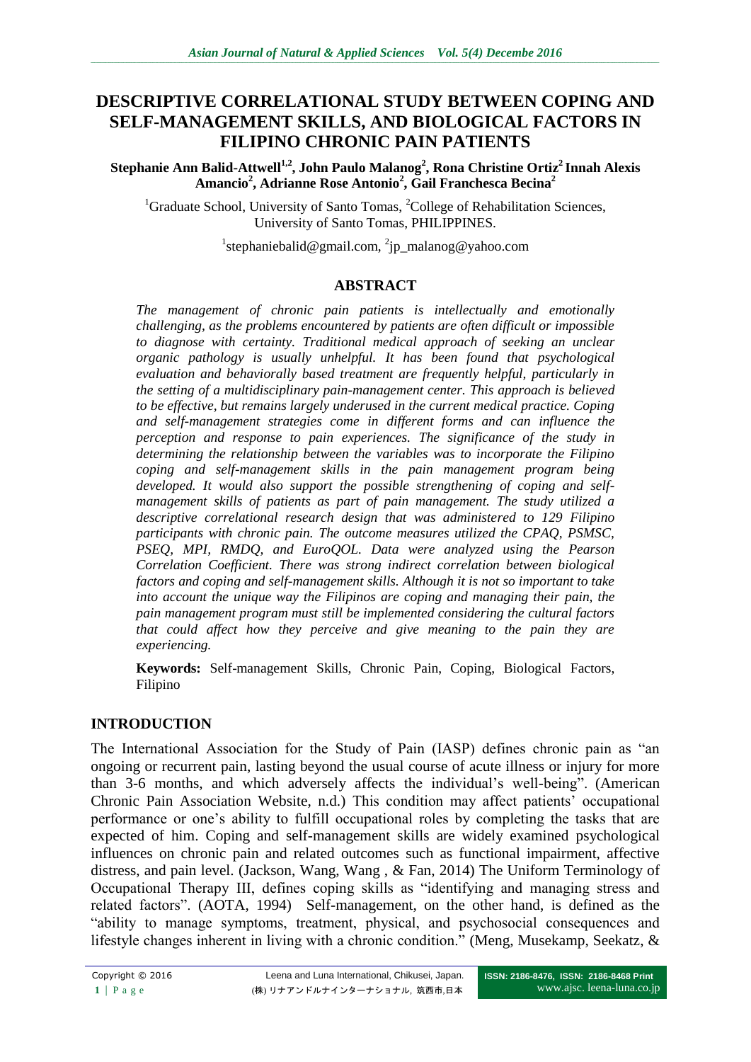# DESCRIPTIVE CORRELATIONAL STUDY BETWEEN COPING AND SELF-MANAGEMENT SKILLS, AND BIOLOGICAL FACTORS IN FILIPINO CHRONIC PAIN PATIENTS

**Stephanie Ann Balid-Attwell[1,2], John Paulo Malanog[2], Rona Christine Ortiz[2] Innah Alexis Amancio[2], Adrianne Rose Antonio[2], Gail Franchesca Becina[2]**

[1]Graduate School, University of Santo Tomas, [2]College of Rehabilitation Sciences, University of Santo Tomas, PHILIPPINES.

[1]stephaniebalid@gmail.com, [2]jp_malanog@yahoo.com

## ABSTRACT

*The management of chronic pain patients is intellectually and emotionally challenging, as the problems encountered by patients are often difficult or impossible to diagnose with certainty. Traditional medical approach of seeking an unclear organic pathology is usually unhelpful. It has been found that psychological evaluation and behaviorally based treatment are frequently helpful, particularly in the setting of a multidisciplinary pain-management center. This approach is believed to be effective, but remains largely underused in the current medical practice. Coping and self-management strategies come in different forms and can influence the perception and response to pain experiences. The significance of the study in determining the relationship between the variables was to incorporate the Filipino coping and self-management skills in the pain management program being developed. It would also support the possible strengthening of coping and self-management skills of patients as part of pain management. The study utilized a descriptive correlational research design that was administered to 129 Filipino participants with chronic pain. The outcome measures utilized the CPAQ, PSMSC, PSEQ, MPI, RMDQ, and EuroQOL. Data were analyzed using the Pearson Correlation Coefficient. There was strong indirect correlation between biological factors and coping and self-management skills. Although it is not so important to take into account the unique way the Filipinos are coping and managing their pain, the pain management program must still be implemented considering the cultural factors that could affect how they perceive and give meaning to the pain they are experiencing.*

**Keywords:** Self-management Skills, Chronic Pain, Coping, Biological Factors, Filipino

## INTRODUCTION

The International Association for the Study of Pain (IASP) defines chronic pain as "an ongoing or recurrent pain, lasting beyond the usual course of acute illness or injury for more than 3-6 months, and which adversely affects the individual's well-being". (American Chronic Pain Association Website, n.d.) This condition may affect patients' occupational performance or one's ability to fulfill occupational roles by completing the tasks that are expected of him. Coping and self-management skills are widely examined psychological influences on chronic pain and related outcomes such as functional impairment, affective distress, and pain level. (Jackson, Wang, Wang , & Fan, 2014) The Uniform Terminology of Occupational Therapy III, defines coping skills as "identifying and managing stress and related factors". (AOTA, 1994) Self-management, on the other hand, is defined as the "ability to manage symptoms, treatment, physical, and psychosocial consequences and lifestyle changes inherent in living with a chronic condition." (Meng, Musekamp, Seekatz, &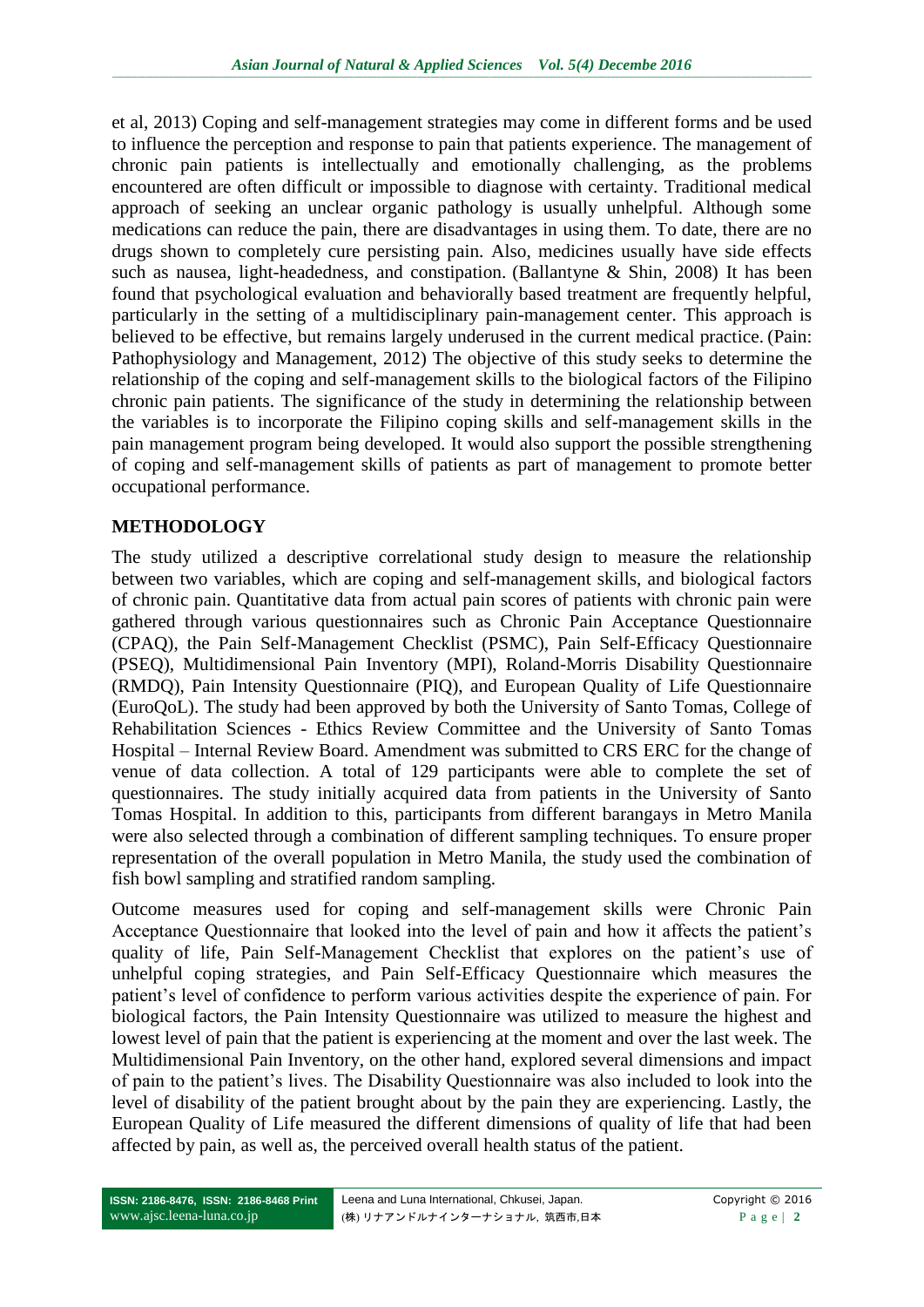et al, 2013) Coping and self-management strategies may come in different forms and be used to influence the perception and response to pain that patients experience. The management of chronic pain patients is intellectually and emotionally challenging, as the problems encountered are often difficult or impossible to diagnose with certainty. Traditional medical approach of seeking an unclear organic pathology is usually unhelpful. Although some medications can reduce the pain, there are disadvantages in using them. To date, there are no drugs shown to completely cure persisting pain. Also, medicines usually have side effects such as nausea, light-headedness, and constipation. (Ballantyne & Shin, 2008) It has been found that psychological evaluation and behaviorally based treatment are frequently helpful, particularly in the setting of a multidisciplinary pain-management center. This approach is believed to be effective, but remains largely underused in the current medical practice. (Pain: Pathophysiology and Management, 2012) The objective of this study seeks to determine the relationship of the coping and self-management skills to the biological factors of the Filipino chronic pain patients. The significance of the study in determining the relationship between the variables is to incorporate the Filipino coping skills and self-management skills in the pain management program being developed. It would also support the possible strengthening of coping and self-management skills of patients as part of management to promote better occupational performance.

## METHODOLOGY

The study utilized a descriptive correlational study design to measure the relationship between two variables, which are coping and self-management skills, and biological factors of chronic pain. Quantitative data from actual pain scores of patients with chronic pain were gathered through various questionnaires such as Chronic Pain Acceptance Questionnaire (CPAQ), the Pain Self-Management Checklist (PSMC), Pain Self-Efficacy Questionnaire (PSEQ), Multidimensional Pain Inventory (MPI), Roland-Morris Disability Questionnaire (RMDQ), Pain Intensity Questionnaire (PIQ), and European Quality of Life Questionnaire (EuroQoL). The study had been approved by both the University of Santo Tomas, College of Rehabilitation Sciences - Ethics Review Committee and the University of Santo Tomas Hospital – Internal Review Board. Amendment was submitted to CRS ERC for the change of venue of data collection. A total of 129 participants were able to complete the set of questionnaires. The study initially acquired data from patients in the University of Santo Tomas Hospital. In addition to this, participants from different barangays in Metro Manila were also selected through a combination of different sampling techniques. To ensure proper representation of the overall population in Metro Manila, the study used the combination of fish bowl sampling and stratified random sampling.

Outcome measures used for coping and self-management skills were Chronic Pain Acceptance Questionnaire that looked into the level of pain and how it affects the patient's quality of life, Pain Self-Management Checklist that explores on the patient's use of unhelpful coping strategies, and Pain Self-Efficacy Questionnaire which measures the patient's level of confidence to perform various activities despite the experience of pain. For biological factors, the Pain Intensity Questionnaire was utilized to measure the highest and lowest level of pain that the patient is experiencing at the moment and over the last week. The Multidimensional Pain Inventory, on the other hand, explored several dimensions and impact of pain to the patient's lives. The Disability Questionnaire was also included to look into the level of disability of the patient brought about by the pain they are experiencing. Lastly, the European Quality of Life measured the different dimensions of quality of life that had been affected by pain, as well as, the perceived overall health status of the patient.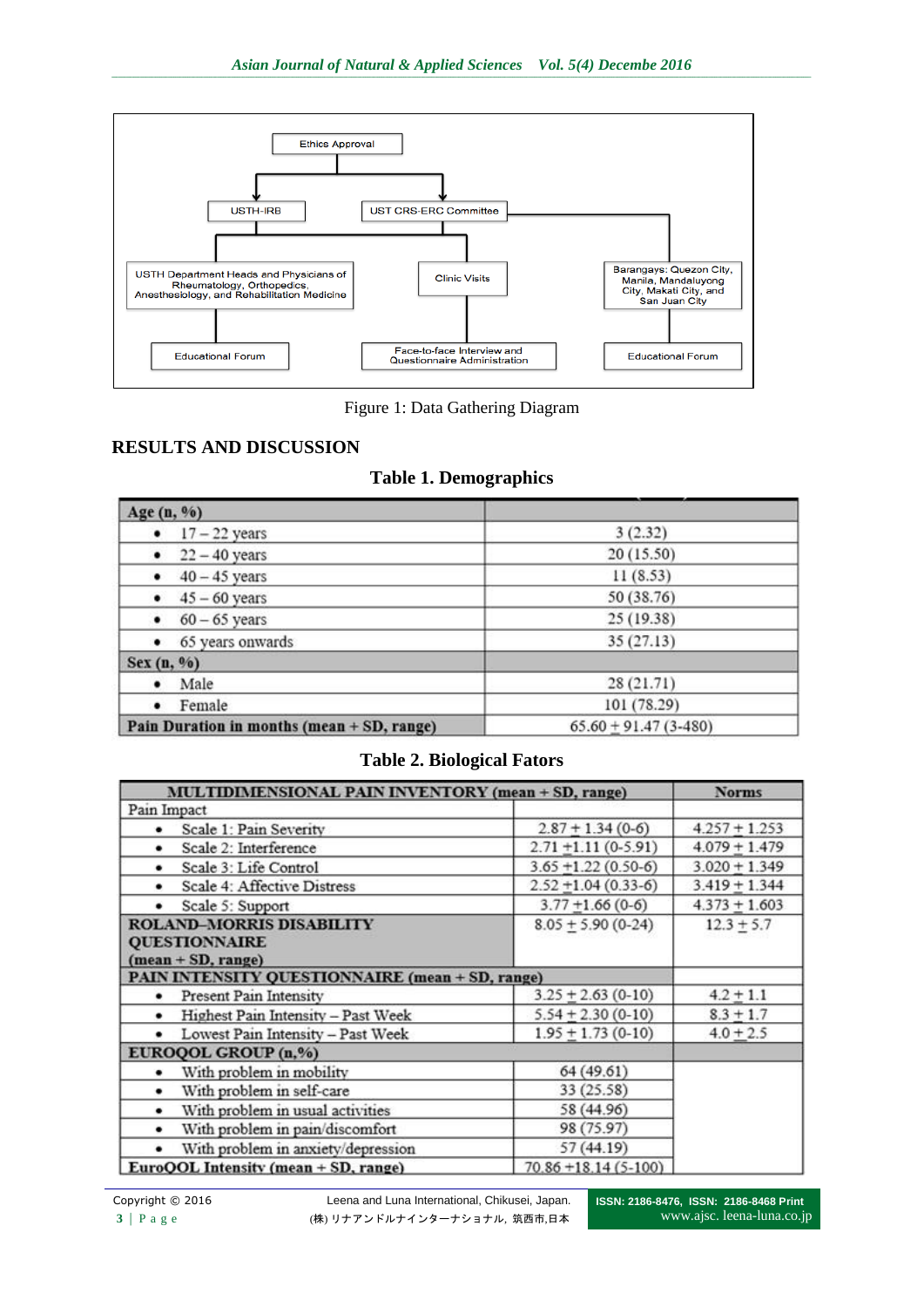Figure 1: Data Gathering Diagram

## RESULTS AND DISCUSSION

### Table 1. Demographics

| Age (n, %) | |
|---|---|
| • 17 – 22 years | 3 (2.32) |
| • 22 – 40 years | 20 (15.50) |
| • 40 – 45 years | 11 (8.53) |
| • 45 – 60 years | 50 (38.76) |
| • 60 – 65 years | 25 (19.38) |
| • 65 years onwards | 35 (27.13) |
| **Sex (n, %)** | |
| • Male | 28 (21.71) |
| • Female | 101 (78.29) |
| **Pain Duration in months (mean + SD, range)** | 65.60 ± 91.47 (3-480) |

### Table 2. Biological Fators

| MULTIDIMENSIONAL PAIN INVENTORY (mean + SD, range) | | Norms |
|---|---|---|
| Pain Impact | | |
| • Scale 1: Pain Severity | 2.87 ± 1.34 (0-6) | 4.257 ± 1.253 |
| • Scale 2: Interference | 2.71 ±1.11 (0-5.91) | 4.079 ± 1.479 |
| • Scale 3: Life Control | 3.65 ±1.22 (0.50-6) | 3.020 ± 1.349 |
| • Scale 4: Affective Distress | 2.52 ±1.04 (0.33-6) | 3.419 ± 1.344 |
| • Scale 5: Support | 3.77 ±1.66 (0-6) | 4.373 ± 1.603 |
| **ROLAND–MORRIS DISABILITY QUESTIONNAIRE (mean + SD, range)** | 8.05 ± 5.90 (0-24) | 12.3 ± 5.7 |
| **PAIN INTENSITY QUESTIONNAIRE (mean + SD, range)** | | |
| • Present Pain Intensity | 3.25 ± 2.63 (0-10) | 4.2 ± 1.1 |
| • Highest Pain Intensity – Past Week | 5.54 ± 2.30 (0-10) | 8.3 ± 1.7 |
| • Lowest Pain Intensity – Past Week | 1.95 ± 1.73 (0-10) | 4.0 ± 2.5 |
| **EUROQOL GROUP (n,%)** | | |
| • With problem in mobility | 64 (49.61) | |
| • With problem in self-care | 33 (25.58) | |
| • With problem in usual activities | 58 (44.96) | |
| • With problem in pain/discomfort | 98 (75.97) | |
| • With problem in anxiety/depression | 57 (44.19) | |
| **EuroQOL Intensity (mean + SD, range)** | 70.86 ±18.14 (5-100) | |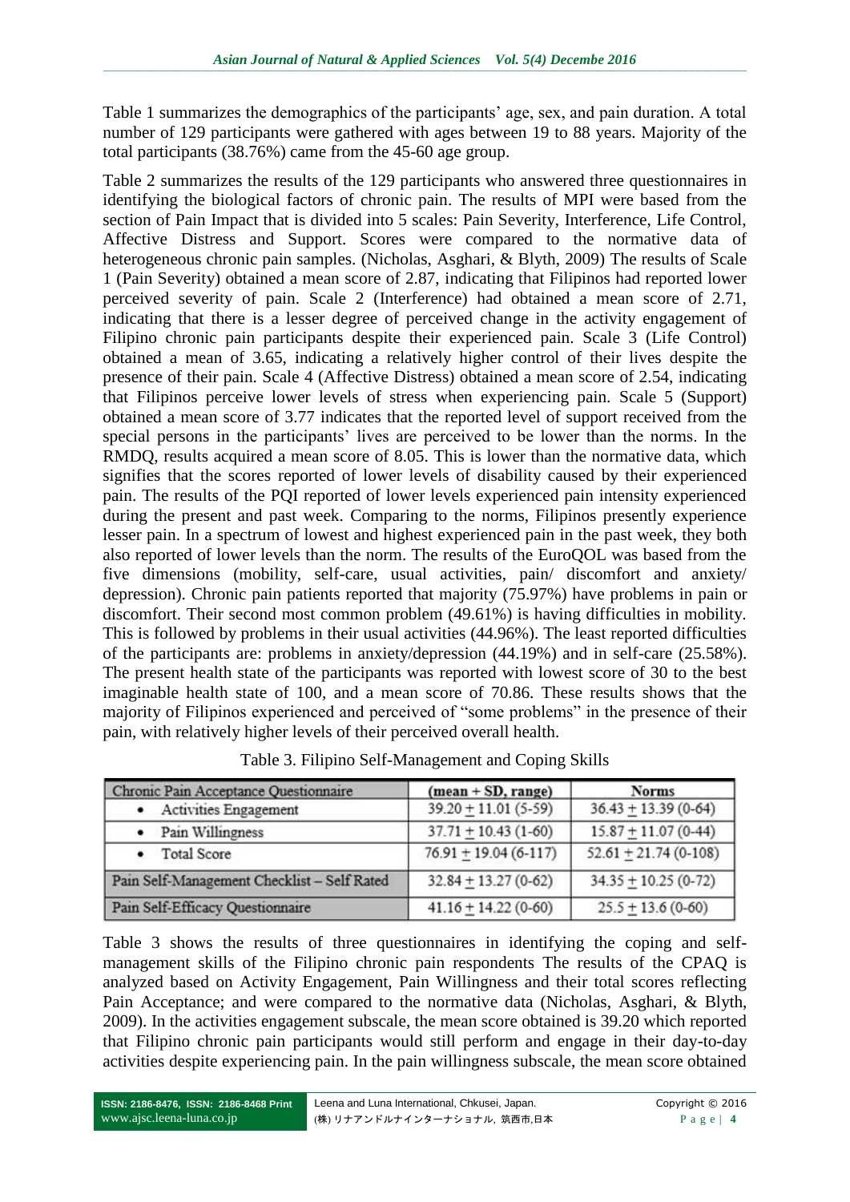Table 1 summarizes the demographics of the participants' age, sex, and pain duration. A total number of 129 participants were gathered with ages between 19 to 88 years. Majority of the total participants (38.76%) came from the 45-60 age group.

Table 2 summarizes the results of the 129 participants who answered three questionnaires in identifying the biological factors of chronic pain. The results of MPI were based from the section of Pain Impact that is divided into 5 scales: Pain Severity, Interference, Life Control, Affective Distress and Support. Scores were compared to the normative data of heterogeneous chronic pain samples. (Nicholas, Asghari, & Blyth, 2009) The results of Scale 1 (Pain Severity) obtained a mean score of 2.87, indicating that Filipinos had reported lower perceived severity of pain. Scale 2 (Interference) had obtained a mean score of 2.71, indicating that there is a lesser degree of perceived change in the activity engagement of Filipino chronic pain participants despite their experienced pain. Scale 3 (Life Control) obtained a mean of 3.65, indicating a relatively higher control of their lives despite the presence of their pain. Scale 4 (Affective Distress) obtained a mean score of 2.54, indicating that Filipinos perceive lower levels of stress when experiencing pain. Scale 5 (Support) obtained a mean score of 3.77 indicates that the reported level of support received from the special persons in the participants' lives are perceived to be lower than the norms. In the RMDQ, results acquired a mean score of 8.05. This is lower than the normative data, which signifies that the scores reported of lower levels of disability caused by their experienced pain. The results of the PQI reported of lower levels experienced pain intensity experienced during the present and past week. Comparing to the norms, Filipinos presently experience lesser pain. In a spectrum of lowest and highest experienced pain in the past week, they both also reported of lower levels than the norm. The results of the EuroQOL was based from the five dimensions (mobility, self-care, usual activities, pain/ discomfort and anxiety/ depression). Chronic pain patients reported that majority (75.97%) have problems in pain or discomfort. Their second most common problem (49.61%) is having difficulties in mobility. This is followed by problems in their usual activities (44.96%). The least reported difficulties of the participants are: problems in anxiety/depression (44.19%) and in self-care (25.58%). The present health state of the participants was reported with lowest score of 30 to the best imaginable health state of 100, and a mean score of 70.86. These results shows that the majority of Filipinos experienced and perceived of "some problems" in the presence of their pain, with relatively higher levels of their perceived overall health.

Table 3. Filipino Self-Management and Coping Skills

| Chronic Pain Acceptance Questionnaire | (mean + SD, range) | Norms |
|---|---|---|
| • Activities Engagement | 39.20 ± 11.01 (5-59) | 36.43 ± 13.39 (0-64) |
| • Pain Willingness | 37.71 ± 10.43 (1-60) | 15.87 ± 11.07 (0-44) |
| • Total Score | 76.91 ± 19.04 (6-117) | 52.61 ± 21.74 (0-108) |
| Pain Self-Management Checklist – Self Rated | 32.84 ± 13.27 (0-62) | 34.35 ± 10.25 (0-72) |
| Pain Self-Efficacy Questionnaire | 41.16 ± 14.22 (0-60) | 25.5 ± 13.6 (0-60) |

Table 3 shows the results of three questionnaires in identifying the coping and self-management skills of the Filipino chronic pain respondents The results of the CPAQ is analyzed based on Activity Engagement, Pain Willingness and their total scores reflecting Pain Acceptance; and were compared to the normative data (Nicholas, Asghari, & Blyth, 2009). In the activities engagement subscale, the mean score obtained is 39.20 which reported that Filipino chronic pain participants would still perform and engage in their day-to-day activities despite experiencing pain. In the pain willingness subscale, the mean score obtained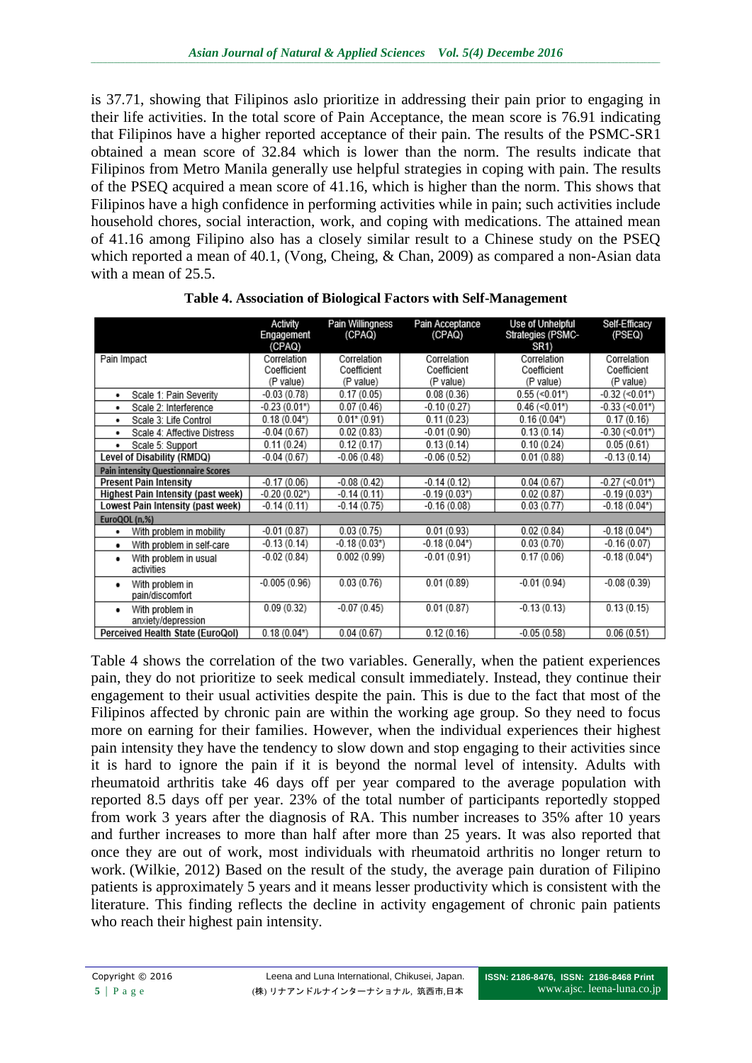is 37.71, showing that Filipinos aslo prioritize in addressing their pain prior to engaging in their life activities. In the total score of Pain Acceptance, the mean score is 76.91 indicating that Filipinos have a higher reported acceptance of their pain. The results of the PSMC-SR1 obtained a mean score of 32.84 which is lower than the norm. The results indicate that Filipinos from Metro Manila generally use helpful strategies in coping with pain. The results of the PSEQ acquired a mean score of 41.16, which is higher than the norm. This shows that Filipinos have a high confidence in performing activities while in pain; such activities include household chores, social interaction, work, and coping with medications. The attained mean of 41.16 among Filipino also has a closely similar result to a Chinese study on the PSEQ which reported a mean of 40.1, (Vong, Cheing, & Chan, 2009) as compared a non-Asian data with a mean of 25.5.

**Table 4. Association of Biological Factors with Self-Management**

| | Activity Engagement (CPAQ) | Pain Willingness (CPAQ) | Pain Acceptance (CPAQ) | Use of Unhelpful Strategies (PSMC-SR1) | Self-Efficacy (PSEQ) |
|---|---|---|---|---|---|
| Pain Impact | Correlation Coefficient (P value) | Correlation Coefficient (P value) | Correlation Coefficient (P value) | Correlation Coefficient (P value) | Correlation Coefficient (P value) |
| • Scale 1: Pain Severity | -0.03 (0.78) | 0.17 (0.05) | 0.08 (0.36) | 0.55 (<0.01*) | -0.32 (<0.01*) |
| • Scale 2: Interference | -0.23 (0.01*) | 0.07 (0.46) | -0.10 (0.27) | 0.46 (<0.01*) | -0.33 (<0.01*) |
| • Scale 3: Life Control | 0.18 (0.04*) | 0.01* (0.91) | 0.11 (0.23) | 0.16 (0.04*) | 0.17 (0.16) |
| • Scale 4: Affective Distress | -0.04 (0.67) | 0.02 (0.83) | -0.01 (0.90) | 0.13 (0.14) | -0.30 (<0.01*) |
| • Scale 5: Support | 0.11 (0.24) | 0.12 (0.17) | 0.13 (0.14) | 0.10 (0.24) | 0.05 (0.61) |
| **Level of Disability (RMDQ)** | -0.04 (0.67) | -0.06 (0.48) | -0.06 (0.52) | 0.01 (0.88) | -0.13 (0.14) |
| **Pain intensity Questionnaire Scores** | | | | | |
| **Present Pain Intensity** | -0.17 (0.06) | -0.08 (0.42) | -0.14 (0.12) | 0.04 (0.67) | -0.27 (<0.01*) |
| **Highest Pain Intensity (past week)** | -0.20 (0.02*) | -0.14 (0.11) | -0.19 (0.03*) | 0.02 (0.87) | -0.19 (0.03*) |
| **Lowest Pain Intensity (past week)** | -0.14 (0.11) | -0.14 (0.75) | -0.16 (0.08) | 0.03 (0.77) | -0.18 (0.04*) |
| **EuroQOL (n,%)** | | | | | |
| • With problem in mobility | -0.01 (0.87) | 0.03 (0.75) | 0.01 (0.93) | 0.02 (0.84) | -0.18 (0.04*) |
| • With problem in self-care | -0.13 (0.14) | -0.18 (0.03*) | -0.18 (0.04*) | 0.03 (0.70) | -0.16 (0.07) |
| • With problem in usual activities | -0.02 (0.84) | 0.002 (0.99) | -0.01 (0.91) | 0.17 (0.06) | -0.18 (0.04*) |
| • With problem in pain/discomfort | -0.005 (0.96) | 0.03 (0.76) | 0.01 (0.89) | -0.01 (0.94) | -0.08 (0.39) |
| • With problem in anxiety/depression | 0.09 (0.32) | -0.07 (0.45) | 0.01 (0.87) | -0.13 (0.13) | 0.13 (0.15) |
| **Perceived Health State (EuroQol)** | 0.18 (0.04*) | 0.04 (0.67) | 0.12 (0.16) | -0.05 (0.58) | 0.06 (0.51) |

Table 4 shows the correlation of the two variables. Generally, when the patient experiences pain, they do not prioritize to seek medical consult immediately. Instead, they continue their engagement to their usual activities despite the pain. This is due to the fact that most of the Filipinos affected by chronic pain are within the working age group. So they need to focus more on earning for their families. However, when the individual experiences their highest pain intensity they have the tendency to slow down and stop engaging to their activities since it is hard to ignore the pain if it is beyond the normal level of intensity. Adults with rheumatoid arthritis take 46 days off per year compared to the average population with reported 8.5 days off per year. 23% of the total number of participants reportedly stopped from work 3 years after the diagnosis of RA. This number increases to 35% after 10 years and further increases to more than half after more than 25 years. It was also reported that once they are out of work, most individuals with rheumatoid arthritis no longer return to work. (Wilkie, 2012) Based on the result of the study, the average pain duration of Filipino patients is approximately 5 years and it means lesser productivity which is consistent with the literature. This finding reflects the decline in activity engagement of chronic pain patients who reach their highest pain intensity.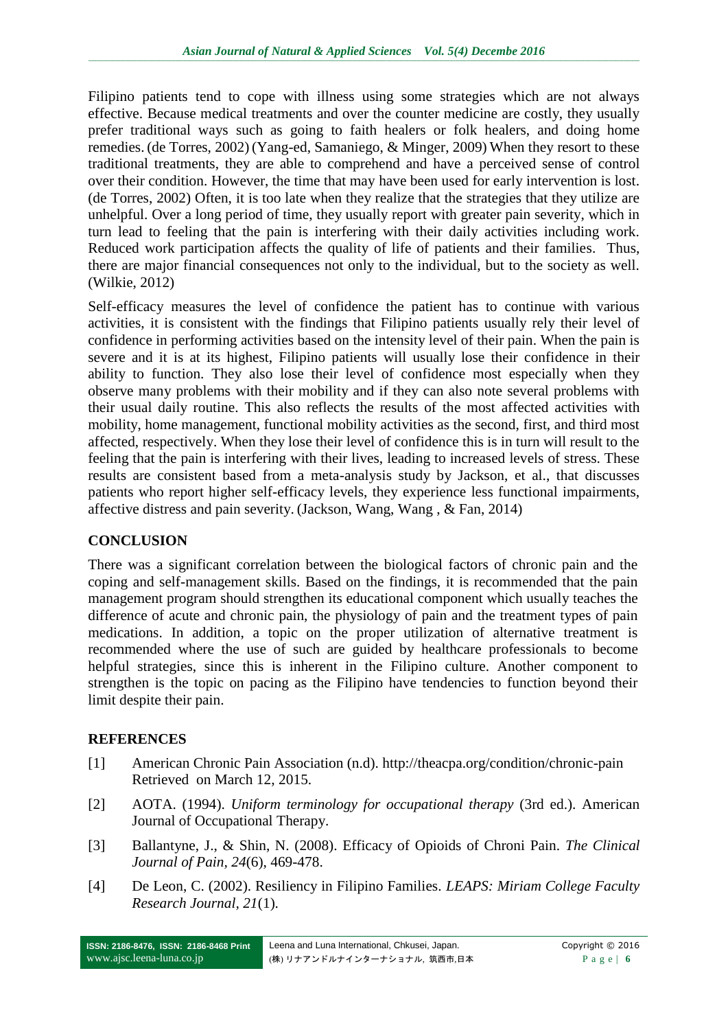Filipino patients tend to cope with illness using some strategies which are not always effective. Because medical treatments and over the counter medicine are costly, they usually prefer traditional ways such as going to faith healers or folk healers, and doing home remedies. (de Torres, 2002) (Yang-ed, Samaniego, & Minger, 2009) When they resort to these traditional treatments, they are able to comprehend and have a perceived sense of control over their condition. However, the time that may have been used for early intervention is lost. (de Torres, 2002) Often, it is too late when they realize that the strategies that they utilize are unhelpful. Over a long period of time, they usually report with greater pain severity, which in turn lead to feeling that the pain is interfering with their daily activities including work. Reduced work participation affects the quality of life of patients and their families. Thus, there are major financial consequences not only to the individual, but to the society as well. (Wilkie, 2012)

Self-efficacy measures the level of confidence the patient has to continue with various activities, it is consistent with the findings that Filipino patients usually rely their level of confidence in performing activities based on the intensity level of their pain. When the pain is severe and it is at its highest, Filipino patients will usually lose their confidence in their ability to function. They also lose their level of confidence most especially when they observe many problems with their mobility and if they can also note several problems with their usual daily routine. This also reflects the results of the most affected activities with mobility, home management, functional mobility activities as the second, first, and third most affected, respectively. When they lose their level of confidence this is in turn will result to the feeling that the pain is interfering with their lives, leading to increased levels of stress. These results are consistent based from a meta-analysis study by Jackson, et al., that discusses patients who report higher self-efficacy levels, they experience less functional impairments, affective distress and pain severity. (Jackson, Wang, Wang , & Fan, 2014)

## CONCLUSION

There was a significant correlation between the biological factors of chronic pain and the coping and self-management skills. Based on the findings, it is recommended that the pain management program should strengthen its educational component which usually teaches the difference of acute and chronic pain, the physiology of pain and the treatment types of pain medications. In addition, a topic on the proper utilization of alternative treatment is recommended where the use of such are guided by healthcare professionals to become helpful strategies, since this is inherent in the Filipino culture. Another component to strengthen is the topic on pacing as the Filipino have tendencies to function beyond their limit despite their pain.

## REFERENCES

[1] American Chronic Pain Association (n.d). http://theacpa.org/condition/chronic-pain Retrieved on March 12, 2015.

[2] AOTA. (1994). *Uniform terminology for occupational therapy* (3rd ed.). American Journal of Occupational Therapy.

[3] Ballantyne, J., & Shin, N. (2008). Efficacy of Opioids of Chroni Pain. *The Clinical Journal of Pain, 24*(6), 469-478.

[4] De Leon, C. (2002). Resiliency in Filipino Families. *LEAPS: Miriam College Faculty Research Journal, 21*(1).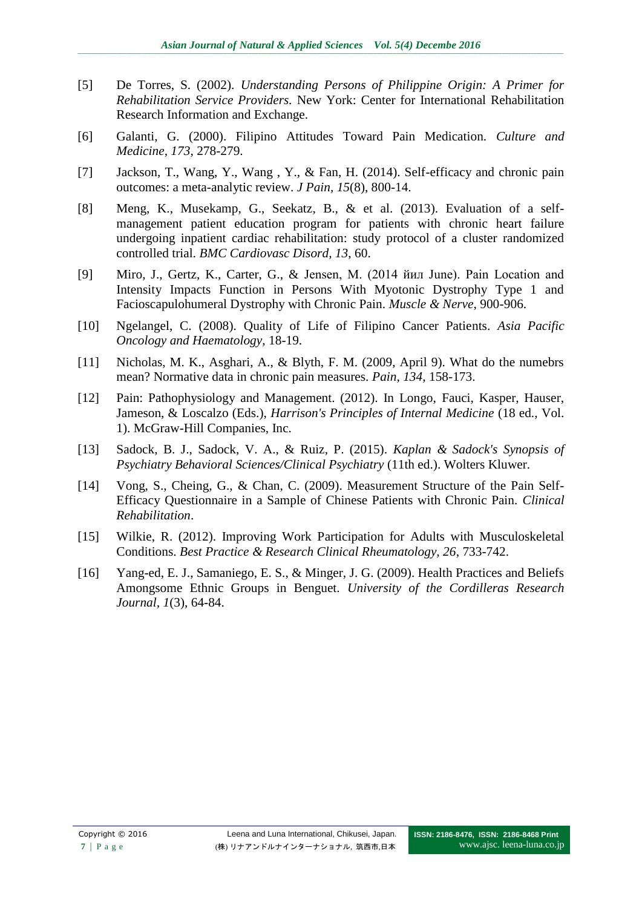[5] De Torres, S. (2002). *Understanding Persons of Philippine Origin: A Primer for Rehabilitation Service Providers*. New York: Center for International Rehabilitation Research Information and Exchange.

[6] Galanti, G. (2000). Filipino Attitudes Toward Pain Medication. *Culture and Medicine, 173*, 278-279.

[7] Jackson, T., Wang, Y., Wang , Y., & Fan, H. (2014). Self-efficacy and chronic pain outcomes: a meta-analytic review. *J Pain, 15*(8), 800-14.

[8] Meng, K., Musekamp, G., Seekatz, B., & et al. (2013). Evaluation of a self-management patient education program for patients with chronic heart failure undergoing inpatient cardiac rehabilitation: study protocol of a cluster randomized controlled trial. *BMC Cardiovasc Disord, 13*, 60.

[9] Miro, J., Gertz, K., Carter, G., & Jensen, M. (2014 йил June). Pain Location and Intensity Impacts Function in Persons With Myotonic Dystrophy Type 1 and Facioscapulohumeral Dystrophy with Chronic Pain. *Muscle & Nerve*, 900-906.

[10] Ngelangel, C. (2008). Quality of Life of Filipino Cancer Patients. *Asia Pacific Oncology and Haematology*, 18-19.

[11] Nicholas, M. K., Asghari, A., & Blyth, F. M. (2009, April 9). What do the numebrs mean? Normative data in chronic pain measures. *Pain, 134*, 158-173.

[12] Pain: Pathophysiology and Management. (2012). In Longo, Fauci, Kasper, Hauser, Jameson, & Loscalzo (Eds.), *Harrison's Principles of Internal Medicine* (18 ed., Vol. 1). McGraw-Hill Companies, Inc.

[13] Sadock, B. J., Sadock, V. A., & Ruiz, P. (2015). *Kaplan & Sadock's Synopsis of Psychiatry Behavioral Sciences/Clinical Psychiatry* (11th ed.). Wolters Kluwer.

[14] Vong, S., Cheing, G., & Chan, C. (2009). Measurement Structure of the Pain Self-Efficacy Questionnaire in a Sample of Chinese Patients with Chronic Pain. *Clinical Rehabilitation*.

[15] Wilkie, R. (2012). Improving Work Participation for Adults with Musculoskeletal Conditions. *Best Practice & Research Clinical Rheumatology, 26*, 733-742.

[16] Yang-ed, E. J., Samaniego, E. S., & Minger, J. G. (2009). Health Practices and Beliefs Amongsome Ethnic Groups in Benguet. *University of the Cordilleras Research Journal, 1*(3), 64-84.